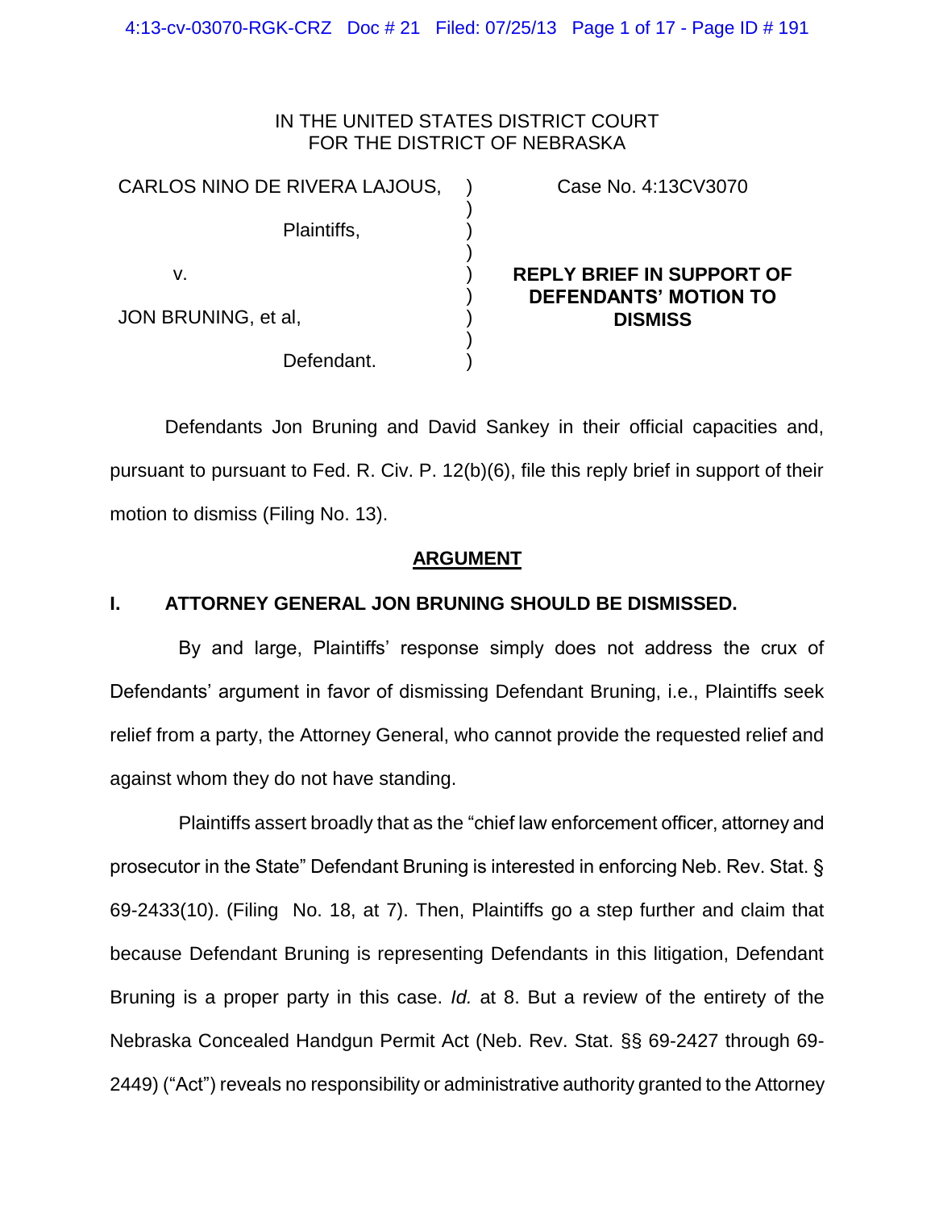IN THE UNITED STATES DISTRICT COURT
FOR THE DISTRICT OF NEBRASKA

| | | |
|---|---|---|
| CARLOS NINO DE RIVERA LAJOUS, Plaintiffs, | ) | Case No. 4:13CV3070 |
| v. | ) | **REPLY BRIEF IN SUPPORT OF DEFENDANTS' MOTION TO DISMISS** |
| JON BRUNING, et al, Defendant. | ) | |

Defendants Jon Bruning and David Sankey in their official capacities and, pursuant to pursuant to Fed. R. Civ. P. 12(b)(6), file this reply brief in support of their motion to dismiss (Filing No. 13).

## ARGUMENT

### I. ATTORNEY GENERAL JON BRUNING SHOULD BE DISMISSED.

By and large, Plaintiffs' response simply does not address the crux of Defendants' argument in favor of dismissing Defendant Bruning, i.e., Plaintiffs seek relief from a party, the Attorney General, who cannot provide the requested relief and against whom they do not have standing.

Plaintiffs assert broadly that as the "chief law enforcement officer, attorney and prosecutor in the State" Defendant Bruning is interested in enforcing Neb. Rev. Stat. § 69-2433(10). (Filing No. 18, at 7). Then, Plaintiffs go a step further and claim that because Defendant Bruning is representing Defendants in this litigation, Defendant Bruning is a proper party in this case. *Id.* at 8. But a review of the entirety of the Nebraska Concealed Handgun Permit Act (Neb. Rev. Stat. §§ 69-2427 through 69-2449) ("Act") reveals no responsibility or administrative authority granted to the Attorney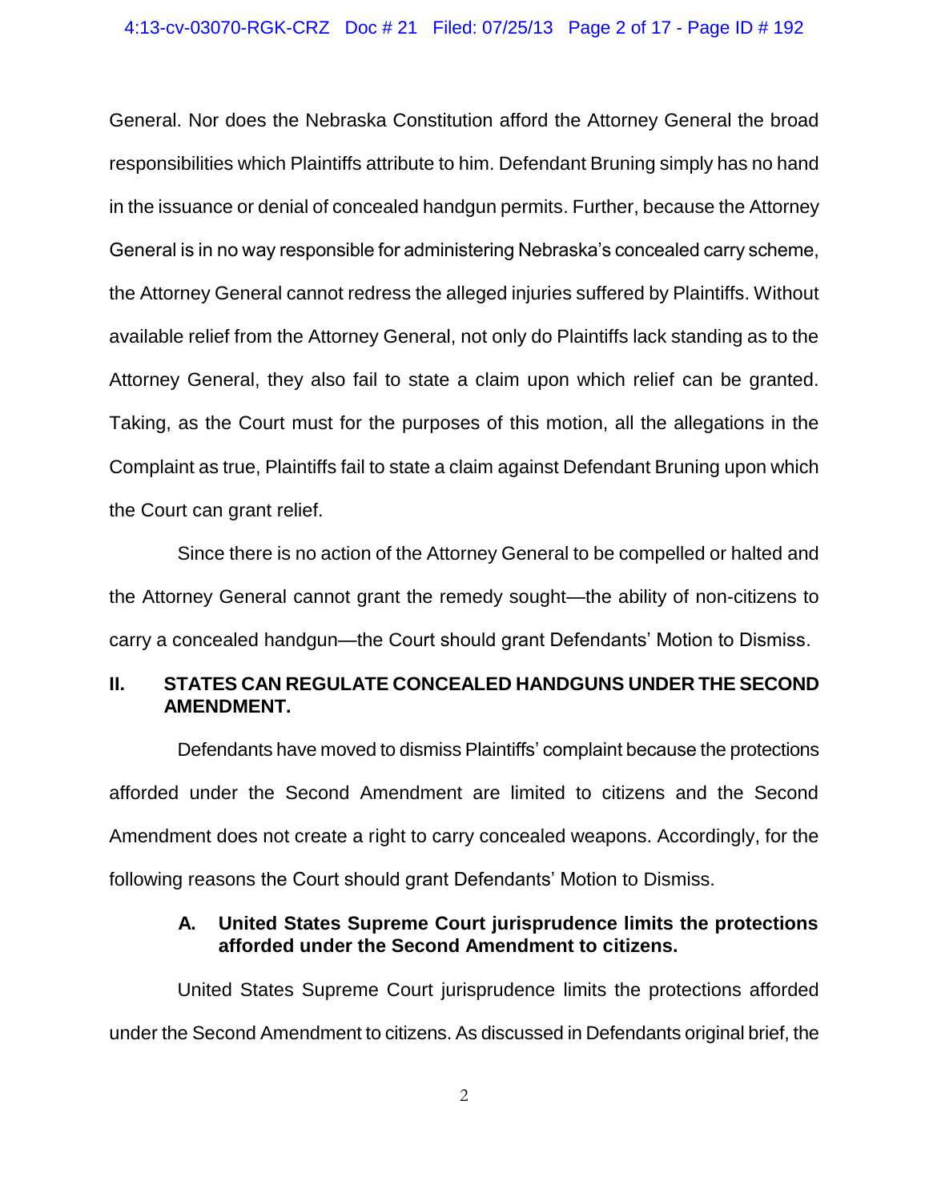General. Nor does the Nebraska Constitution afford the Attorney General the broad responsibilities which Plaintiffs attribute to him. Defendant Bruning simply has no hand in the issuance or denial of concealed handgun permits. Further, because the Attorney General is in no way responsible for administering Nebraska's concealed carry scheme, the Attorney General cannot redress the alleged injuries suffered by Plaintiffs. Without available relief from the Attorney General, not only do Plaintiffs lack standing as to the Attorney General, they also fail to state a claim upon which relief can be granted. Taking, as the Court must for the purposes of this motion, all the allegations in the Complaint as true, Plaintiffs fail to state a claim against Defendant Bruning upon which the Court can grant relief.

Since there is no action of the Attorney General to be compelled or halted and the Attorney General cannot grant the remedy sought—the ability of non-citizens to carry a concealed handgun—the Court should grant Defendants' Motion to Dismiss.

## II. STATES CAN REGULATE CONCEALED HANDGUNS UNDER THE SECOND AMENDMENT.

Defendants have moved to dismiss Plaintiffs' complaint because the protections afforded under the Second Amendment are limited to citizens and the Second Amendment does not create a right to carry concealed weapons. Accordingly, for the following reasons the Court should grant Defendants' Motion to Dismiss.

### A. United States Supreme Court jurisprudence limits the protections afforded under the Second Amendment to citizens.

United States Supreme Court jurisprudence limits the protections afforded under the Second Amendment to citizens. As discussed in Defendants original brief, the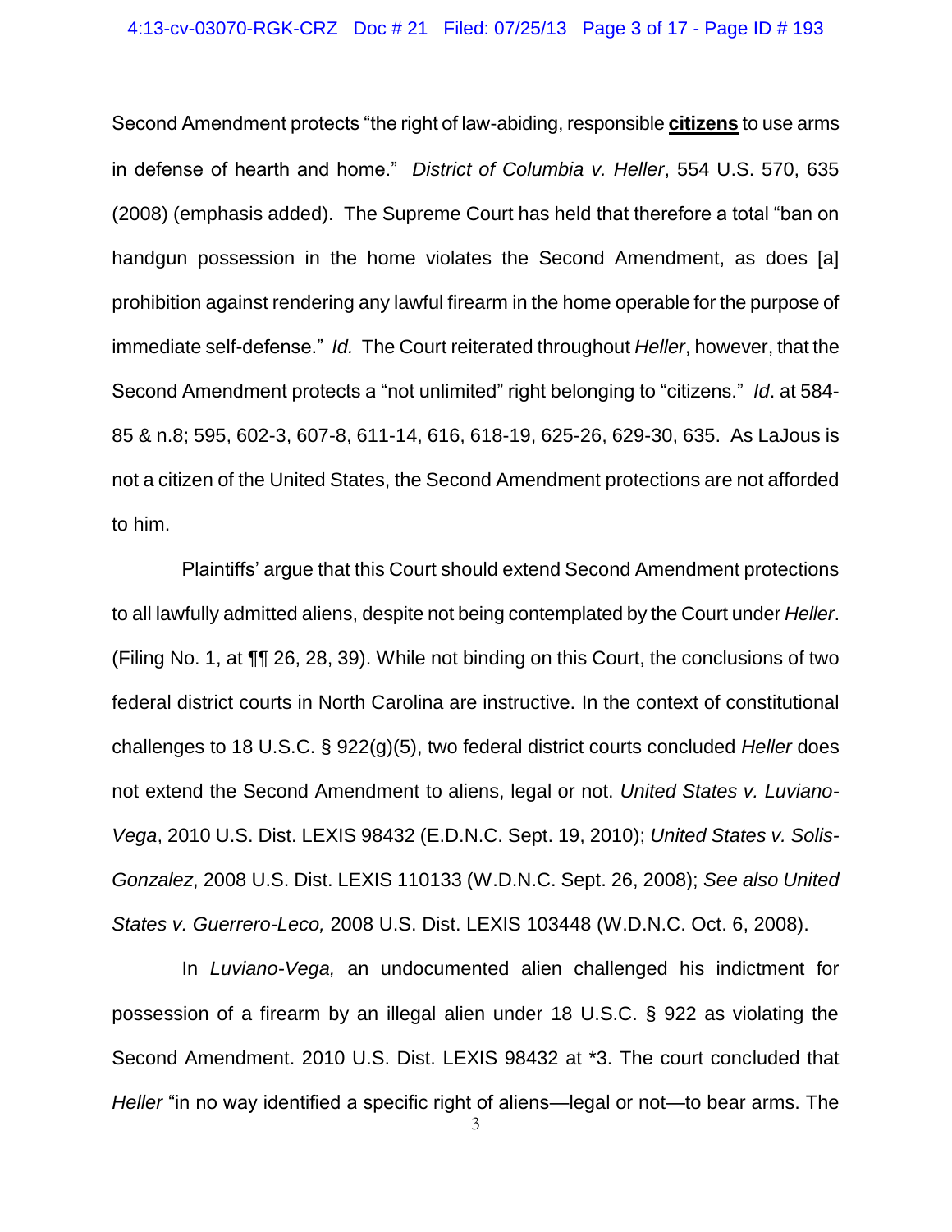Second Amendment protects "the right of law-abiding, responsible **<u>citizens</u>** to use arms in defense of hearth and home." *District of Columbia v. Heller*, 554 U.S. 570, 635 (2008) (emphasis added). The Supreme Court has held that therefore a total "ban on handgun possession in the home violates the Second Amendment, as does [a] prohibition against rendering any lawful firearm in the home operable for the purpose of immediate self-defense." *Id.* The Court reiterated throughout *Heller*, however, that the Second Amendment protects a "not unlimited" right belonging to "citizens." *Id*. at 584-85 & n.8; 595, 602-3, 607-8, 611-14, 616, 618-19, 625-26, 629-30, 635. As LaJous is not a citizen of the United States, the Second Amendment protections are not afforded to him.

Plaintiffs' argue that this Court should extend Second Amendment protections to all lawfully admitted aliens, despite not being contemplated by the Court under *Heller*. (Filing No. 1, at ¶¶ 26, 28, 39). While not binding on this Court, the conclusions of two federal district courts in North Carolina are instructive. In the context of constitutional challenges to 18 U.S.C. § 922(g)(5), two federal district courts concluded *Heller* does not extend the Second Amendment to aliens, legal or not. *United States v. Luviano-Vega*, 2010 U.S. Dist. LEXIS 98432 (E.D.N.C. Sept. 19, 2010); *United States v. Solis-Gonzalez*, 2008 U.S. Dist. LEXIS 110133 (W.D.N.C. Sept. 26, 2008); *See also United States v. Guerrero-Leco,* 2008 U.S. Dist. LEXIS 103448 (W.D.N.C. Oct. 6, 2008).

In *Luviano-Vega,* an undocumented alien challenged his indictment for possession of a firearm by an illegal alien under 18 U.S.C. § 922 as violating the Second Amendment. 2010 U.S. Dist. LEXIS 98432 at *3. The court concluded that *Heller* "in no way identified a specific right of aliens—legal or not—to bear arms. The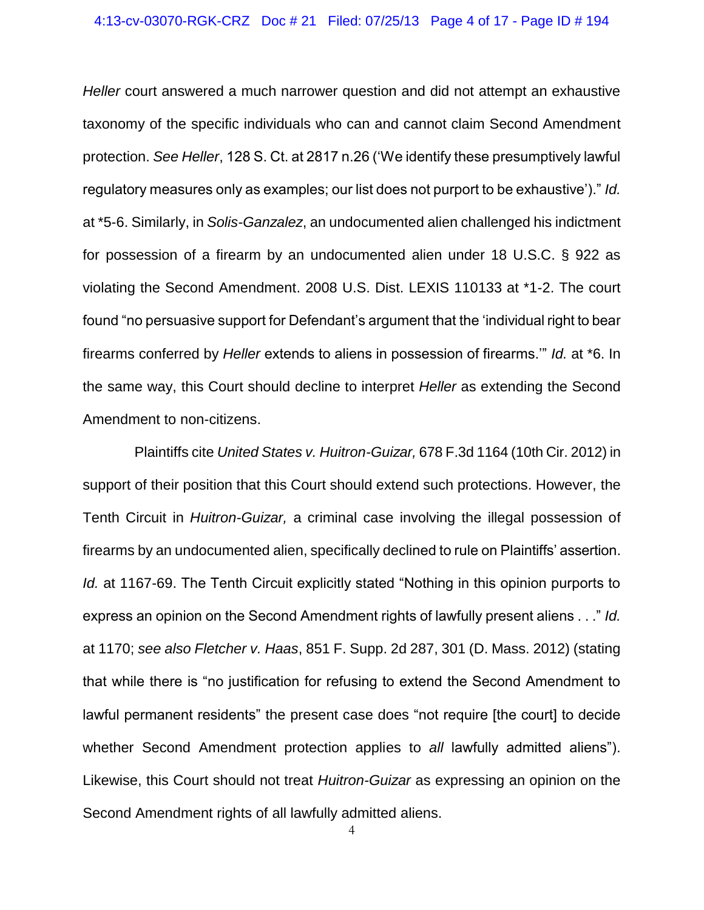*Heller* court answered a much narrower question and did not attempt an exhaustive taxonomy of the specific individuals who can and cannot claim Second Amendment protection. *See Heller*, 128 S. Ct. at 2817 n.26 ('We identify these presumptively lawful regulatory measures only as examples; our list does not purport to be exhaustive')." *Id.* at *5-6. Similarly, in *Solis-Ganzalez*, an undocumented alien challenged his indictment for possession of a firearm by an undocumented alien under 18 U.S.C. § 922 as violating the Second Amendment. 2008 U.S. Dist. LEXIS 110133 at *1-2. The court found "no persuasive support for Defendant's argument that the 'individual right to bear firearms conferred by *Heller* extends to aliens in possession of firearms.'" *Id.* at *6. In the same way, this Court should decline to interpret *Heller* as extending the Second Amendment to non-citizens.

Plaintiffs cite *United States v. Huitron-Guizar,* 678 F.3d 1164 (10th Cir. 2012) in support of their position that this Court should extend such protections. However, the Tenth Circuit in *Huitron-Guizar,* a criminal case involving the illegal possession of firearms by an undocumented alien, specifically declined to rule on Plaintiffs' assertion. *Id.* at 1167-69. The Tenth Circuit explicitly stated "Nothing in this opinion purports to express an opinion on the Second Amendment rights of lawfully present aliens . . ." *Id.* at 1170; *see also Fletcher v. Haas*, 851 F. Supp. 2d 287, 301 (D. Mass. 2012) (stating that while there is "no justification for refusing to extend the Second Amendment to lawful permanent residents" the present case does "not require [the court] to decide whether Second Amendment protection applies to *all* lawfully admitted aliens"). Likewise, this Court should not treat *Huitron-Guizar* as expressing an opinion on the Second Amendment rights of all lawfully admitted aliens.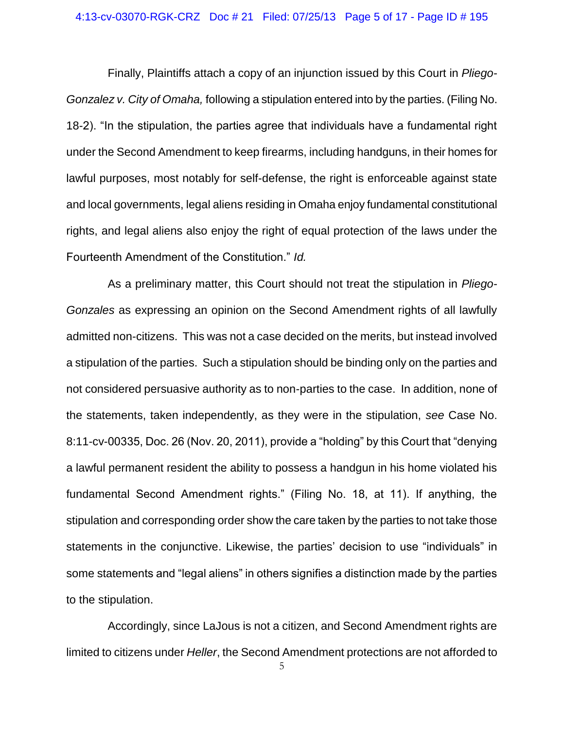Finally, Plaintiffs attach a copy of an injunction issued by this Court in *Pliego-Gonzalez v. City of Omaha,* following a stipulation entered into by the parties. (Filing No. 18-2). "In the stipulation, the parties agree that individuals have a fundamental right under the Second Amendment to keep firearms, including handguns, in their homes for lawful purposes, most notably for self-defense, the right is enforceable against state and local governments, legal aliens residing in Omaha enjoy fundamental constitutional rights, and legal aliens also enjoy the right of equal protection of the laws under the Fourteenth Amendment of the Constitution." *Id.*

As a preliminary matter, this Court should not treat the stipulation in *Pliego-Gonzales* as expressing an opinion on the Second Amendment rights of all lawfully admitted non-citizens. This was not a case decided on the merits, but instead involved a stipulation of the parties. Such a stipulation should be binding only on the parties and not considered persuasive authority as to non-parties to the case. In addition, none of the statements, taken independently, as they were in the stipulation, *see* Case No. 8:11-cv-00335, Doc. 26 (Nov. 20, 2011), provide a "holding" by this Court that "denying a lawful permanent resident the ability to possess a handgun in his home violated his fundamental Second Amendment rights." (Filing No. 18, at 11). If anything, the stipulation and corresponding order show the care taken by the parties to not take those statements in the conjunctive. Likewise, the parties' decision to use "individuals" in some statements and "legal aliens" in others signifies a distinction made by the parties to the stipulation.

Accordingly, since LaJous is not a citizen, and Second Amendment rights are limited to citizens under *Heller*, the Second Amendment protections are not afforded to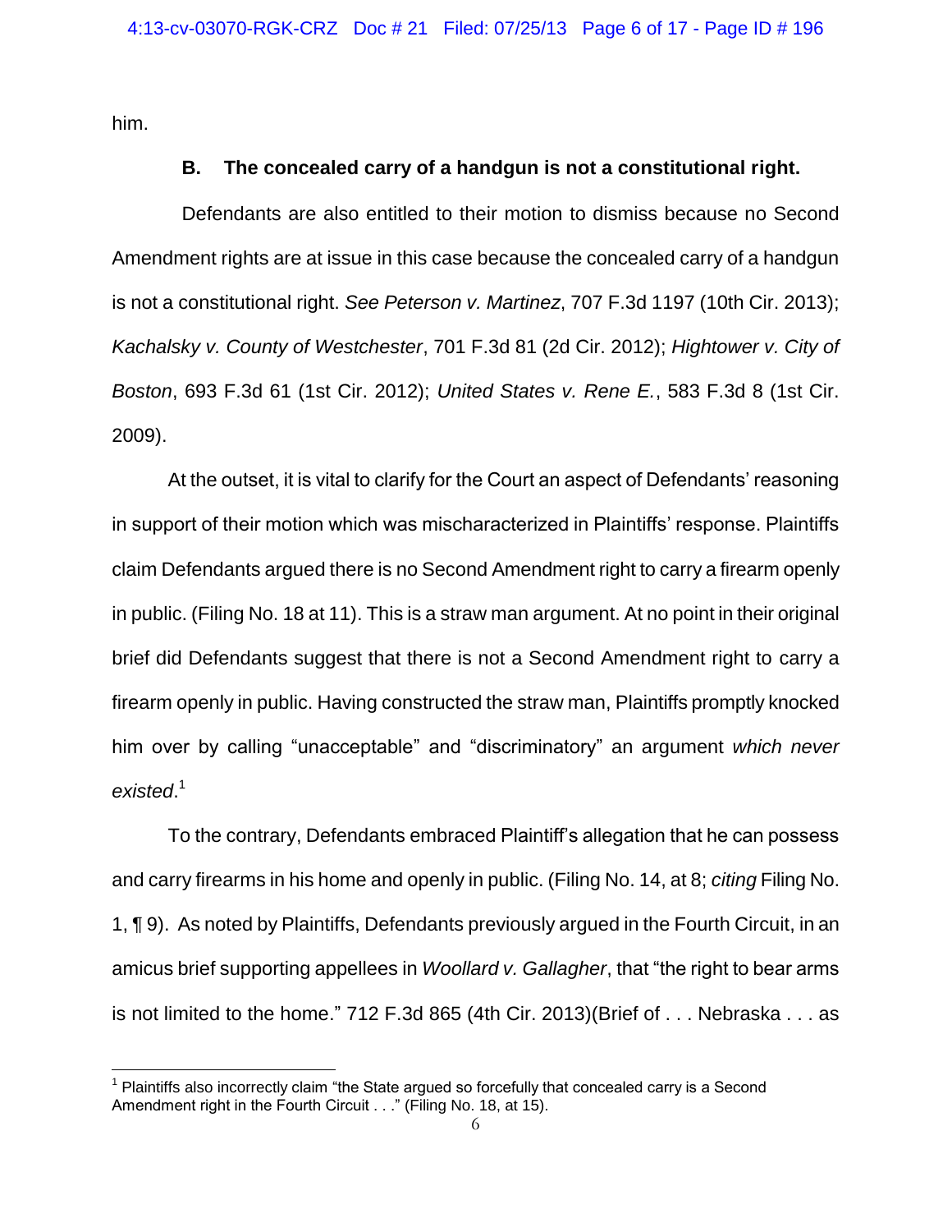him.

**B. The concealed carry of a handgun is not a constitutional right.**

Defendants are also entitled to their motion to dismiss because no Second Amendment rights are at issue in this case because the concealed carry of a handgun is not a constitutional right. *See Peterson v. Martinez*, 707 F.3d 1197 (10th Cir. 2013); *Kachalsky v. County of Westchester*, 701 F.3d 81 (2d Cir. 2012); *Hightower v. City of Boston*, 693 F.3d 61 (1st Cir. 2012); *United States v. Rene E.*, 583 F.3d 8 (1st Cir. 2009).

At the outset, it is vital to clarify for the Court an aspect of Defendants' reasoning in support of their motion which was mischaracterized in Plaintiffs' response. Plaintiffs claim Defendants argued there is no Second Amendment right to carry a firearm openly in public. (Filing No. 18 at 11). This is a straw man argument. At no point in their original brief did Defendants suggest that there is not a Second Amendment right to carry a firearm openly in public. Having constructed the straw man, Plaintiffs promptly knocked him over by calling "unacceptable" and "discriminatory" an argument *which never existed*.[1]

To the contrary, Defendants embraced Plaintiff's allegation that he can possess and carry firearms in his home and openly in public. (Filing No. 14, at 8; *citing* Filing No. 1, ¶ 9). As noted by Plaintiffs, Defendants previously argued in the Fourth Circuit, in an amicus brief supporting appellees in *Woollard v. Gallagher*, that "the right to bear arms is not limited to the home." 712 F.3d 865 (4th Cir. 2013)(Brief of . . . Nebraska . . . as

[1] Plaintiffs also incorrectly claim "the State argued so forcefully that concealed carry is a Second Amendment right in the Fourth Circuit . . ." (Filing No. 18, at 15).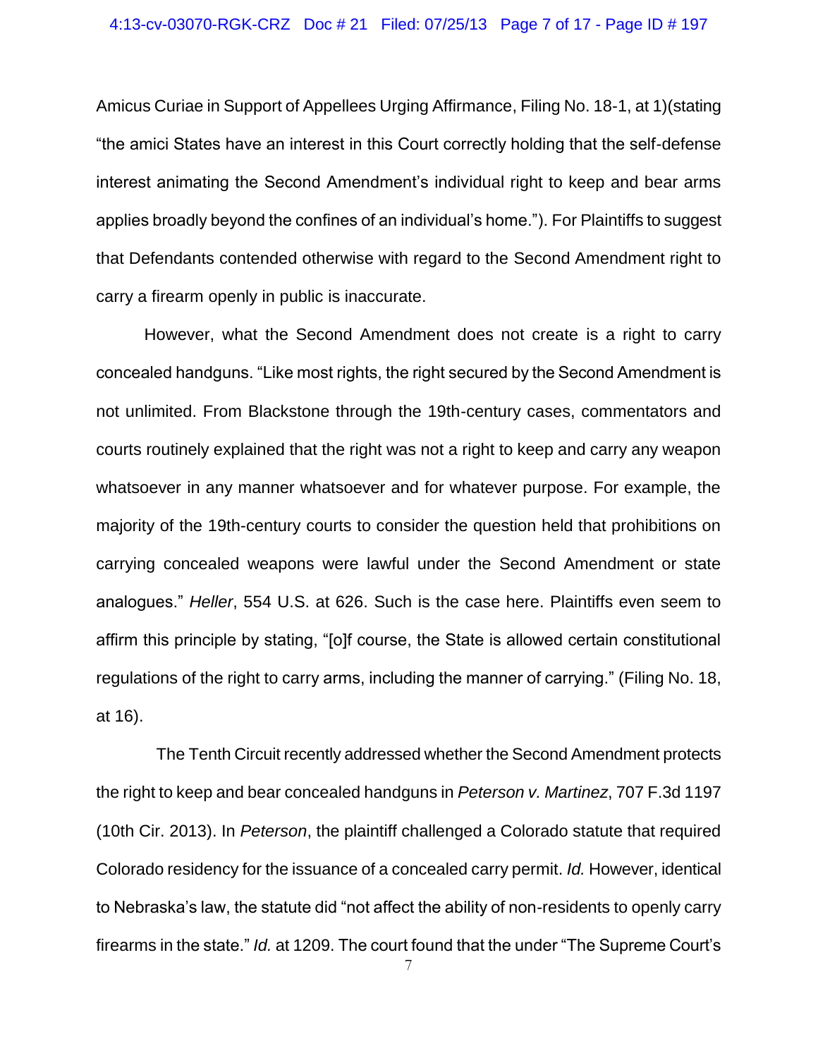Amicus Curiae in Support of Appellees Urging Affirmance, Filing No. 18-1, at 1)(stating "the amici States have an interest in this Court correctly holding that the self-defense interest animating the Second Amendment's individual right to keep and bear arms applies broadly beyond the confines of an individual's home."). For Plaintiffs to suggest that Defendants contended otherwise with regard to the Second Amendment right to carry a firearm openly in public is inaccurate.

However, what the Second Amendment does not create is a right to carry concealed handguns. "Like most rights, the right secured by the Second Amendment is not unlimited. From Blackstone through the 19th-century cases, commentators and courts routinely explained that the right was not a right to keep and carry any weapon whatsoever in any manner whatsoever and for whatever purpose. For example, the majority of the 19th-century courts to consider the question held that prohibitions on carrying concealed weapons were lawful under the Second Amendment or state analogues." *Heller*, 554 U.S. at 626. Such is the case here. Plaintiffs even seem to affirm this principle by stating, "[o]f course, the State is allowed certain constitutional regulations of the right to carry arms, including the manner of carrying." (Filing No. 18, at 16).

The Tenth Circuit recently addressed whether the Second Amendment protects the right to keep and bear concealed handguns in *Peterson v. Martinez*, 707 F.3d 1197 (10th Cir. 2013). In *Peterson*, the plaintiff challenged a Colorado statute that required Colorado residency for the issuance of a concealed carry permit. *Id.* However, identical to Nebraska's law, the statute did "not affect the ability of non-residents to openly carry firearms in the state." *Id.* at 1209. The court found that the under "The Supreme Court's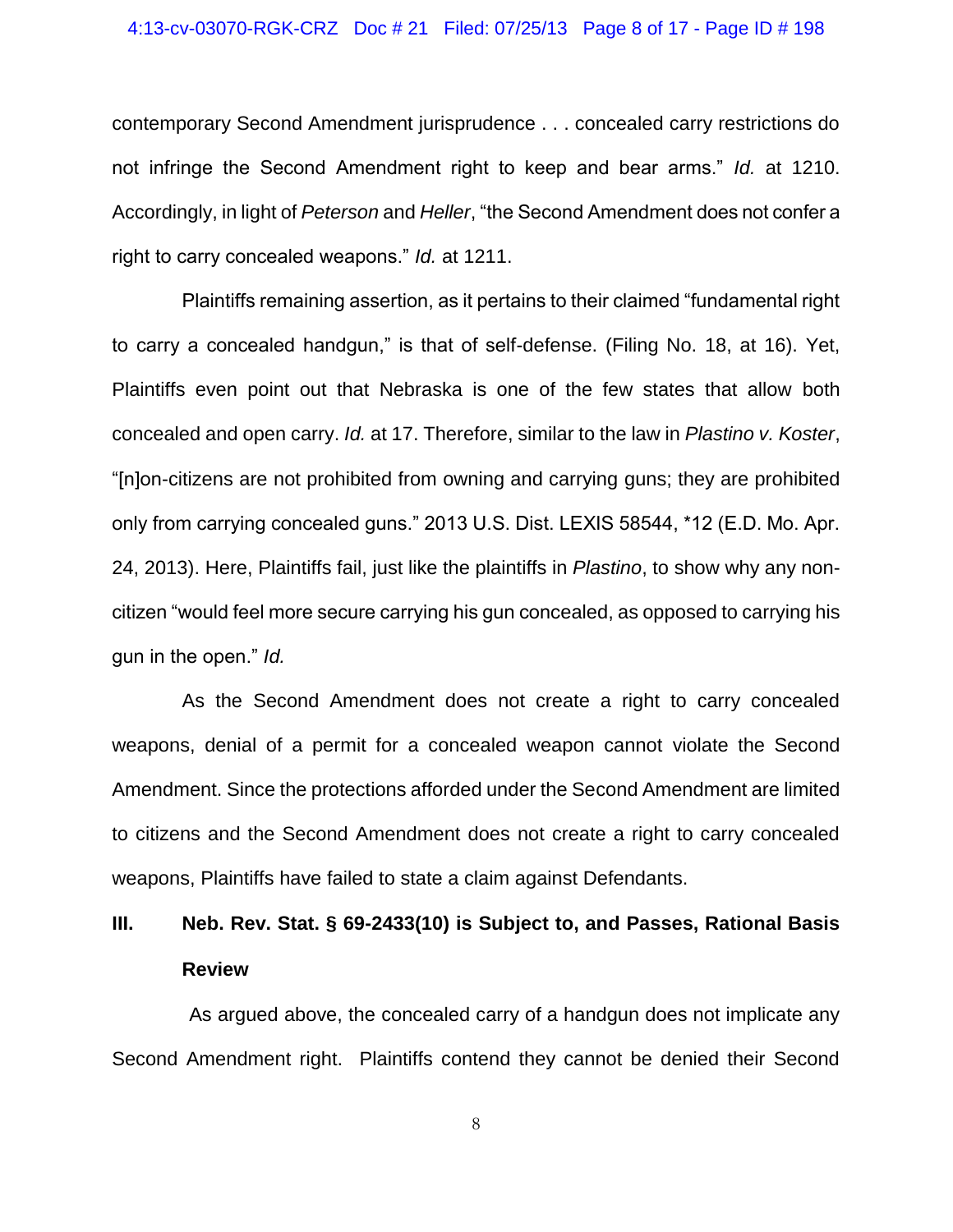contemporary Second Amendment jurisprudence . . . concealed carry restrictions do not infringe the Second Amendment right to keep and bear arms." *Id.* at 1210. Accordingly, in light of *Peterson* and *Heller*, "the Second Amendment does not confer a right to carry concealed weapons." *Id.* at 1211.

Plaintiffs remaining assertion, as it pertains to their claimed "fundamental right to carry a concealed handgun," is that of self-defense. (Filing No. 18, at 16). Yet, Plaintiffs even point out that Nebraska is one of the few states that allow both concealed and open carry. *Id.* at 17. Therefore, similar to the law in *Plastino v. Koster*, "[n]on-citizens are not prohibited from owning and carrying guns; they are prohibited only from carrying concealed guns." 2013 U.S. Dist. LEXIS 58544, *12 (E.D. Mo. Apr. 24, 2013). Here, Plaintiffs fail, just like the plaintiffs in *Plastino*, to show why any non-citizen "would feel more secure carrying his gun concealed, as opposed to carrying his gun in the open." *Id.*

As the Second Amendment does not create a right to carry concealed weapons, denial of a permit for a concealed weapon cannot violate the Second Amendment. Since the protections afforded under the Second Amendment are limited to citizens and the Second Amendment does not create a right to carry concealed weapons, Plaintiffs have failed to state a claim against Defendants.

## III. Neb. Rev. Stat. § 69-2433(10) is Subject to, and Passes, Rational Basis Review

As argued above, the concealed carry of a handgun does not implicate any Second Amendment right. Plaintiffs contend they cannot be denied their Second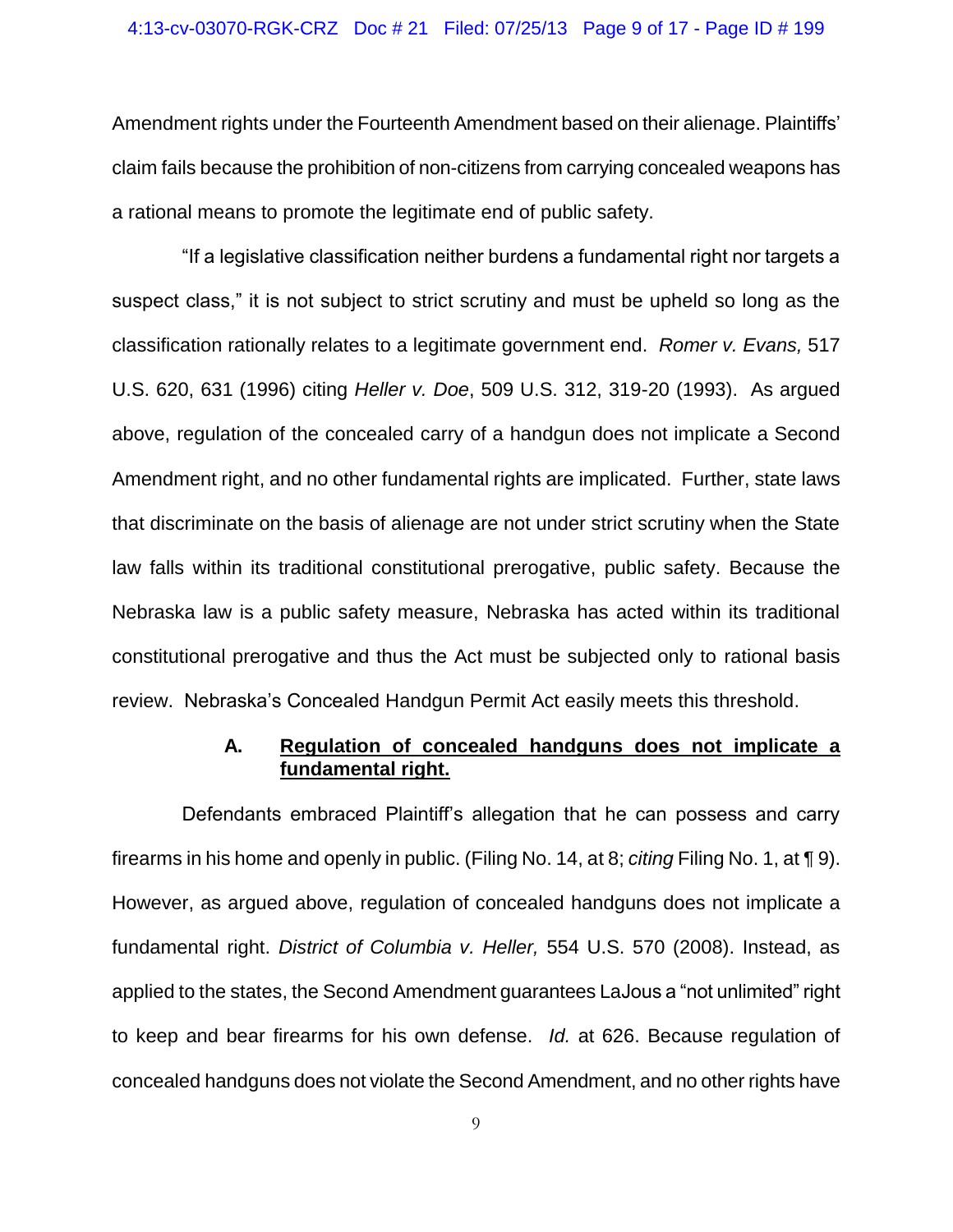Amendment rights under the Fourteenth Amendment based on their alienage. Plaintiffs' claim fails because the prohibition of non-citizens from carrying concealed weapons has a rational means to promote the legitimate end of public safety.

"If a legislative classification neither burdens a fundamental right nor targets a suspect class," it is not subject to strict scrutiny and must be upheld so long as the classification rationally relates to a legitimate government end. *Romer v. Evans,* 517 U.S. 620, 631 (1996) citing *Heller v. Doe*, 509 U.S. 312, 319-20 (1993). As argued above, regulation of the concealed carry of a handgun does not implicate a Second Amendment right, and no other fundamental rights are implicated. Further, state laws that discriminate on the basis of alienage are not under strict scrutiny when the State law falls within its traditional constitutional prerogative, public safety. Because the Nebraska law is a public safety measure, Nebraska has acted within its traditional constitutional prerogative and thus the Act must be subjected only to rational basis review. Nebraska's Concealed Handgun Permit Act easily meets this threshold.

### A. <u>Regulation of concealed handguns does not implicate a fundamental right.</u>

Defendants embraced Plaintiff's allegation that he can possess and carry firearms in his home and openly in public. (Filing No. 14, at 8; *citing* Filing No. 1, at ¶ 9). However, as argued above, regulation of concealed handguns does not implicate a fundamental right. *District of Columbia v. Heller,* 554 U.S. 570 (2008). Instead, as applied to the states, the Second Amendment guarantees LaJous a "not unlimited" right to keep and bear firearms for his own defense. *Id.* at 626. Because regulation of concealed handguns does not violate the Second Amendment, and no other rights have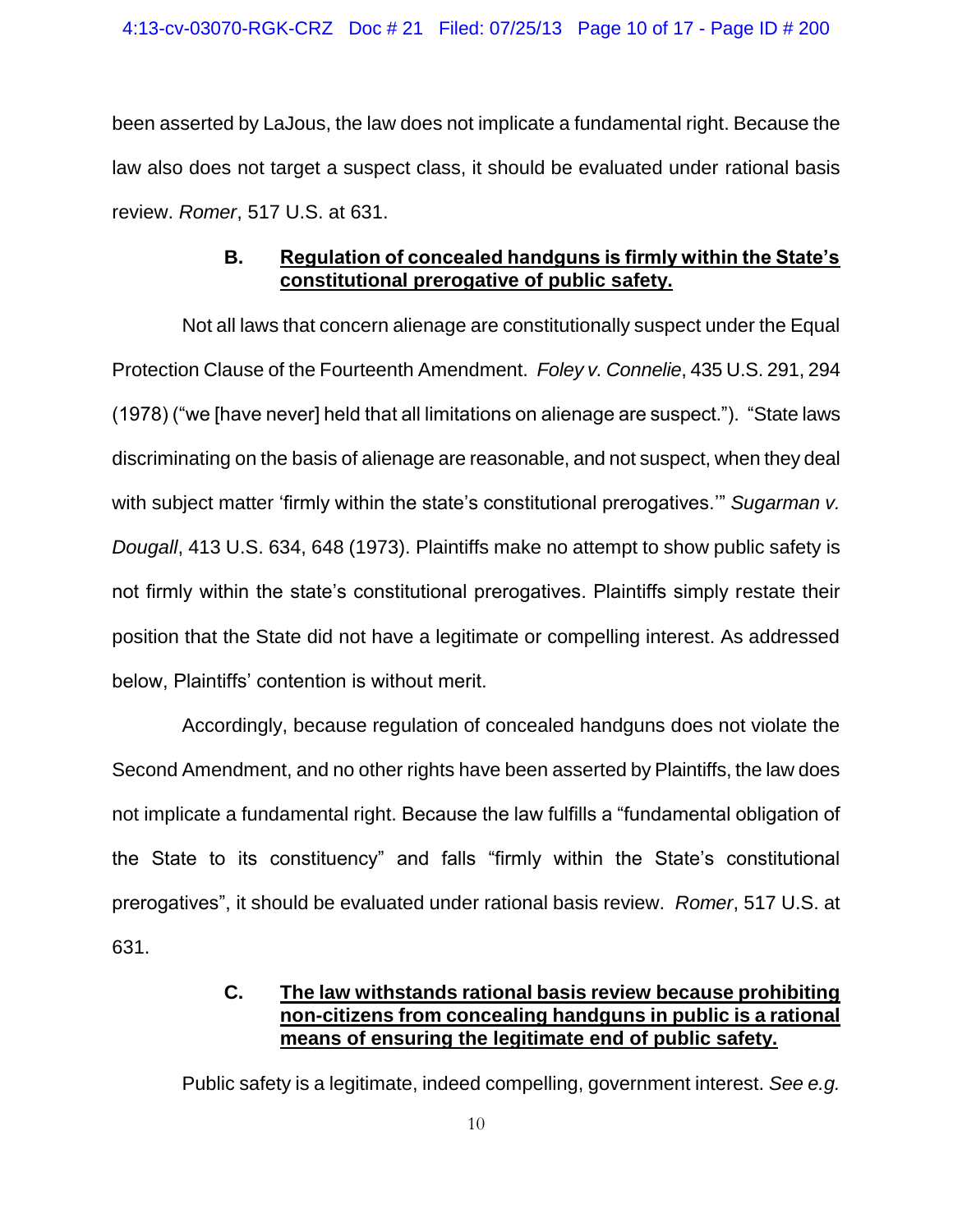been asserted by LaJous, the law does not implicate a fundamental right. Because the law also does not target a suspect class, it should be evaluated under rational basis review. *Romer*, 517 U.S. at 631.

### B. **Regulation of concealed handguns is firmly within the State's constitutional prerogative of public safety.**

Not all laws that concern alienage are constitutionally suspect under the Equal Protection Clause of the Fourteenth Amendment. *Foley v. Connelie*, 435 U.S. 291, 294 (1978) ("we [have never] held that all limitations on alienage are suspect."). "State laws discriminating on the basis of alienage are reasonable, and not suspect, when they deal with subject matter 'firmly within the state's constitutional prerogatives.'" *Sugarman v. Dougall*, 413 U.S. 634, 648 (1973). Plaintiffs make no attempt to show public safety is not firmly within the state's constitutional prerogatives. Plaintiffs simply restate their position that the State did not have a legitimate or compelling interest. As addressed below, Plaintiffs' contention is without merit.

Accordingly, because regulation of concealed handguns does not violate the Second Amendment, and no other rights have been asserted by Plaintiffs, the law does not implicate a fundamental right. Because the law fulfills a "fundamental obligation of the State to its constituency" and falls "firmly within the State's constitutional prerogatives", it should be evaluated under rational basis review. *Romer*, 517 U.S. at 631.

### C. **The law withstands rational basis review because prohibiting non-citizens from concealing handguns in public is a rational means of ensuring the legitimate end of public safety.**

Public safety is a legitimate, indeed compelling, government interest. *See e.g.*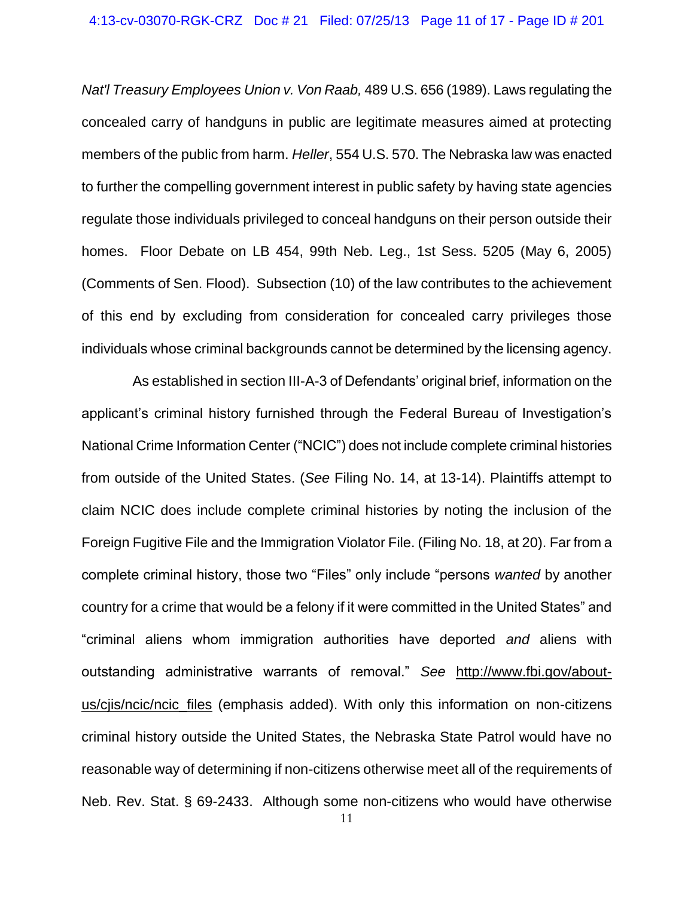*Nat'l Treasury Employees Union v. Von Raab,* 489 U.S. 656 (1989). Laws regulating the concealed carry of handguns in public are legitimate measures aimed at protecting members of the public from harm. *Heller*, 554 U.S. 570. The Nebraska law was enacted to further the compelling government interest in public safety by having state agencies regulate those individuals privileged to conceal handguns on their person outside their homes. Floor Debate on LB 454, 99th Neb. Leg., 1st Sess. 5205 (May 6, 2005) (Comments of Sen. Flood). Subsection (10) of the law contributes to the achievement of this end by excluding from consideration for concealed carry privileges those individuals whose criminal backgrounds cannot be determined by the licensing agency.

As established in section III-A-3 of Defendants' original brief, information on the applicant's criminal history furnished through the Federal Bureau of Investigation's National Crime Information Center ("NCIC") does not include complete criminal histories from outside of the United States. (*See* Filing No. 14, at 13-14). Plaintiffs attempt to claim NCIC does include complete criminal histories by noting the inclusion of the Foreign Fugitive File and the Immigration Violator File. (Filing No. 18, at 20). Far from a complete criminal history, those two "Files" only include "persons *wanted* by another country for a crime that would be a felony if it were committed in the United States" and "criminal aliens whom immigration authorities have deported *and* aliens with outstanding administrative warrants of removal." *See* http://www.fbi.gov/about-us/cjis/ncic/ncic_files (emphasis added). With only this information on non-citizens criminal history outside the United States, the Nebraska State Patrol would have no reasonable way of determining if non-citizens otherwise meet all of the requirements of Neb. Rev. Stat. § 69-2433. Although some non-citizens who would have otherwise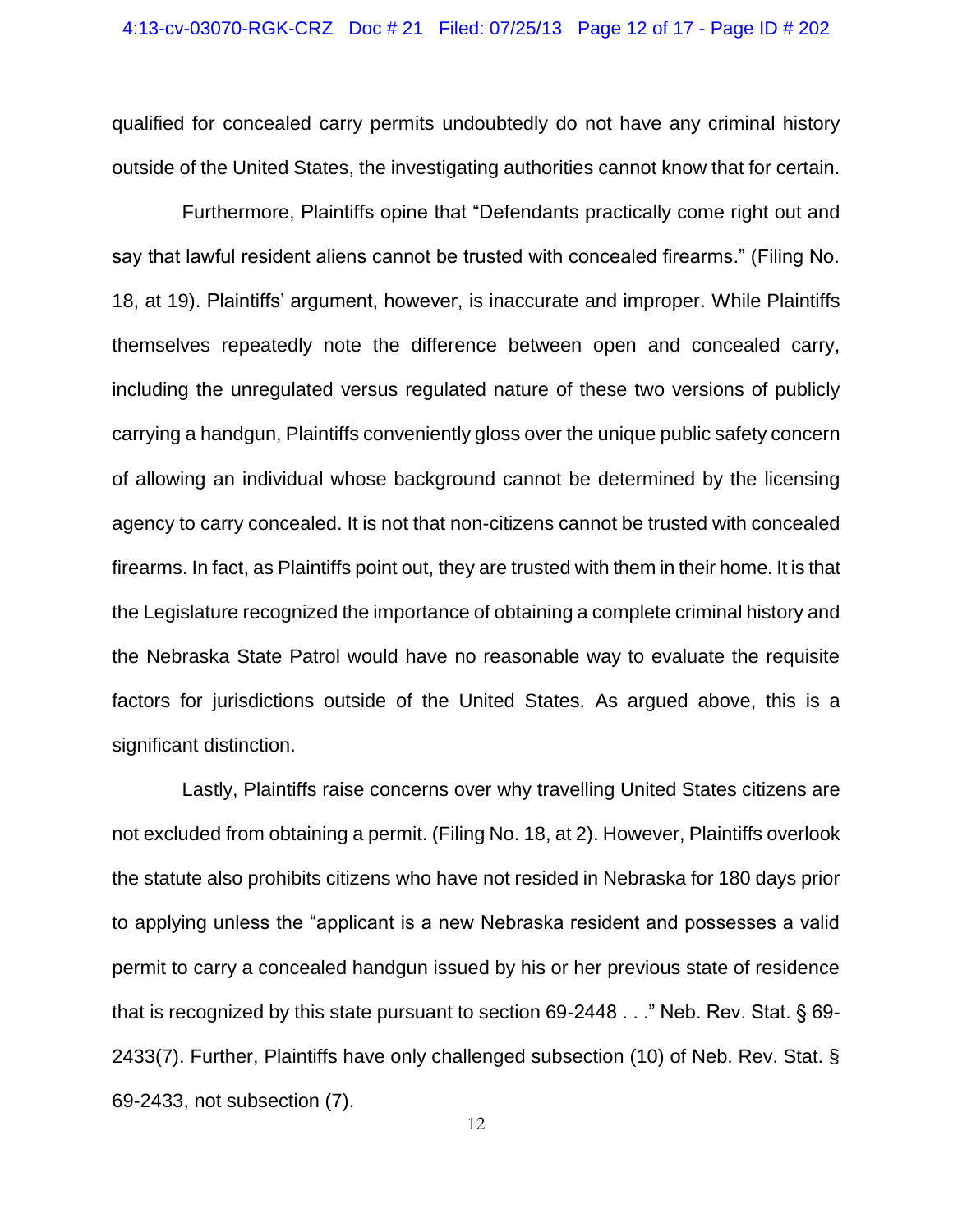qualified for concealed carry permits undoubtedly do not have any criminal history outside of the United States, the investigating authorities cannot know that for certain.

Furthermore, Plaintiffs opine that "Defendants practically come right out and say that lawful resident aliens cannot be trusted with concealed firearms." (Filing No. 18, at 19). Plaintiffs' argument, however, is inaccurate and improper. While Plaintiffs themselves repeatedly note the difference between open and concealed carry, including the unregulated versus regulated nature of these two versions of publicly carrying a handgun, Plaintiffs conveniently gloss over the unique public safety concern of allowing an individual whose background cannot be determined by the licensing agency to carry concealed. It is not that non-citizens cannot be trusted with concealed firearms. In fact, as Plaintiffs point out, they are trusted with them in their home. It is that the Legislature recognized the importance of obtaining a complete criminal history and the Nebraska State Patrol would have no reasonable way to evaluate the requisite factors for jurisdictions outside of the United States. As argued above, this is a significant distinction.

Lastly, Plaintiffs raise concerns over why travelling United States citizens are not excluded from obtaining a permit. (Filing No. 18, at 2). However, Plaintiffs overlook the statute also prohibits citizens who have not resided in Nebraska for 180 days prior to applying unless the "applicant is a new Nebraska resident and possesses a valid permit to carry a concealed handgun issued by his or her previous state of residence that is recognized by this state pursuant to section 69-2448 . . ." Neb. Rev. Stat. § 69-2433(7). Further, Plaintiffs have only challenged subsection (10) of Neb. Rev. Stat. § 69-2433, not subsection (7).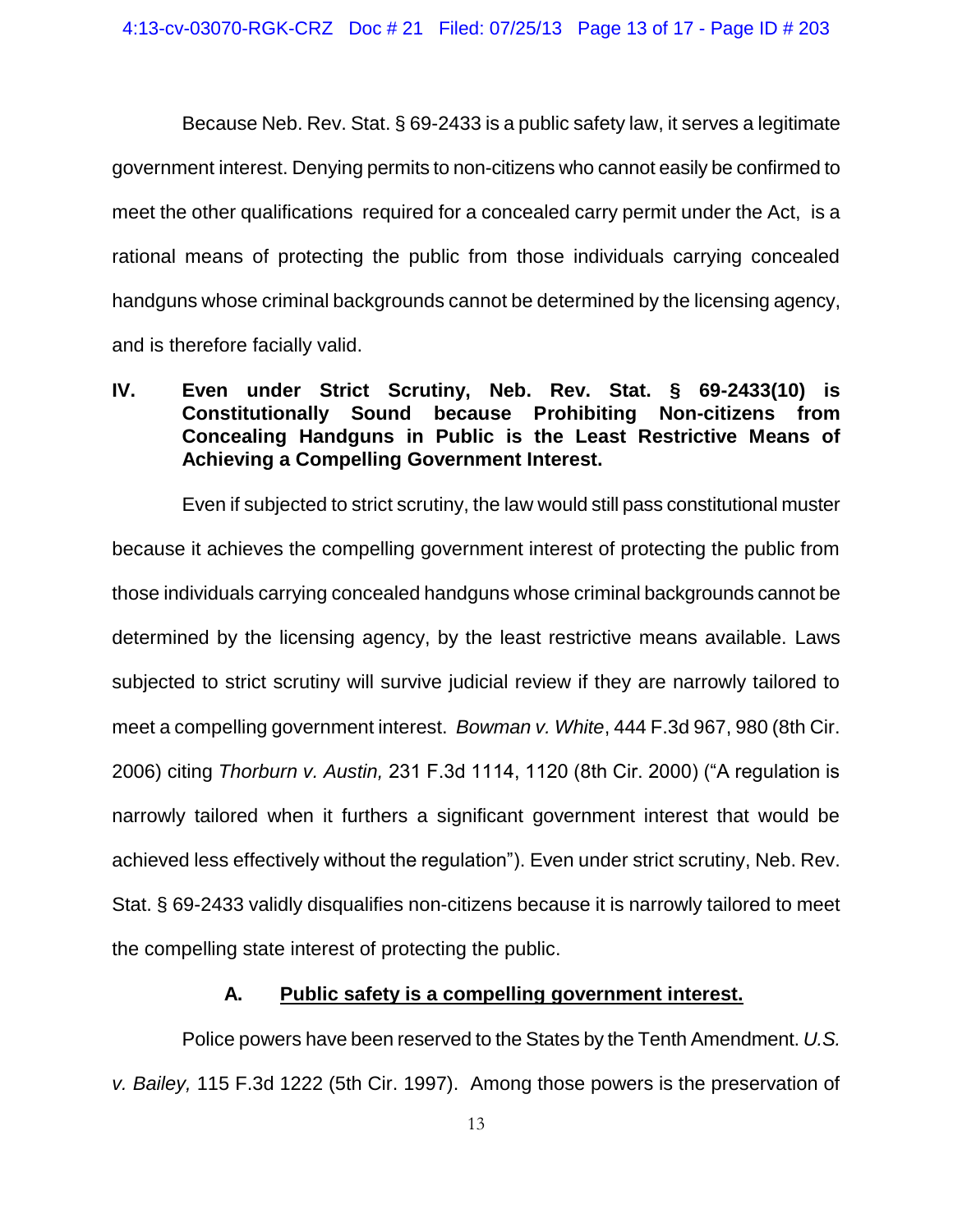Because Neb. Rev. Stat. § 69-2433 is a public safety law, it serves a legitimate government interest. Denying permits to non-citizens who cannot easily be confirmed to meet the other qualifications required for a concealed carry permit under the Act, is a rational means of protecting the public from those individuals carrying concealed handguns whose criminal backgrounds cannot be determined by the licensing agency, and is therefore facially valid.

## IV. Even under Strict Scrutiny, Neb. Rev. Stat. § 69-2433(10) is Constitutionally Sound because Prohibiting Non-citizens from Concealing Handguns in Public is the Least Restrictive Means of Achieving a Compelling Government Interest.

Even if subjected to strict scrutiny, the law would still pass constitutional muster because it achieves the compelling government interest of protecting the public from those individuals carrying concealed handguns whose criminal backgrounds cannot be determined by the licensing agency, by the least restrictive means available. Laws subjected to strict scrutiny will survive judicial review if they are narrowly tailored to meet a compelling government interest. *Bowman v. White*, 444 F.3d 967, 980 (8th Cir. 2006) citing *Thorburn v. Austin,* 231 F.3d 1114, 1120 (8th Cir. 2000) ("A regulation is narrowly tailored when it furthers a significant government interest that would be achieved less effectively without the regulation"). Even under strict scrutiny, Neb. Rev. Stat. § 69-2433 validly disqualifies non-citizens because it is narrowly tailored to meet the compelling state interest of protecting the public.

### A. Public safety is a compelling government interest.

Police powers have been reserved to the States by the Tenth Amendment. *U.S. v. Bailey,* 115 F.3d 1222 (5th Cir. 1997). Among those powers is the preservation of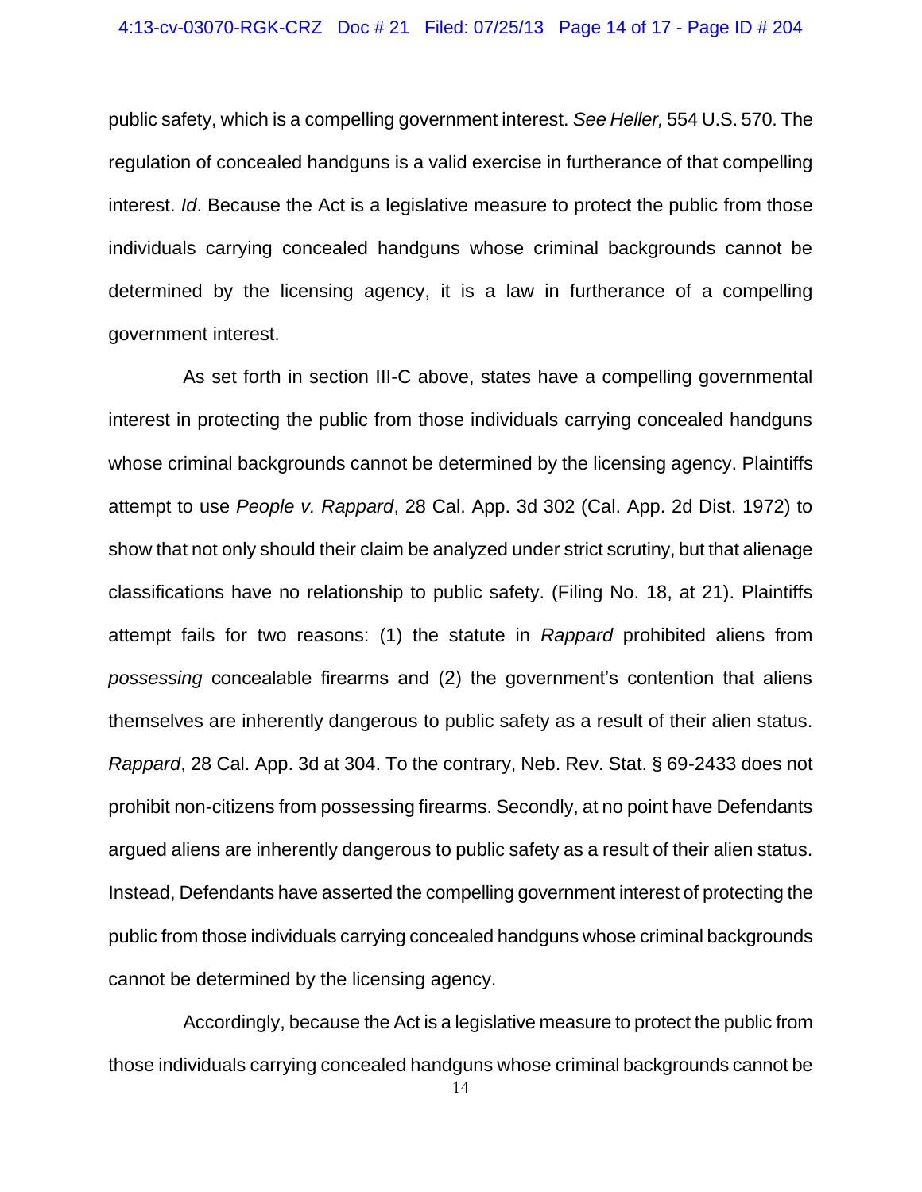public safety, which is a compelling government interest. *See Heller,* 554 U.S. 570. The regulation of concealed handguns is a valid exercise in furtherance of that compelling interest. *Id*. Because the Act is a legislative measure to protect the public from those individuals carrying concealed handguns whose criminal backgrounds cannot be determined by the licensing agency, it is a law in furtherance of a compelling government interest.

As set forth in section III-C above, states have a compelling governmental interest in protecting the public from those individuals carrying concealed handguns whose criminal backgrounds cannot be determined by the licensing agency. Plaintiffs attempt to use *People v. Rappard*, 28 Cal. App. 3d 302 (Cal. App. 2d Dist. 1972) to show that not only should their claim be analyzed under strict scrutiny, but that alienage classifications have no relationship to public safety. (Filing No. 18, at 21). Plaintiffs attempt fails for two reasons: (1) the statute in *Rappard* prohibited aliens from *possessing* concealable firearms and (2) the government's contention that aliens themselves are inherently dangerous to public safety as a result of their alien status. *Rappard*, 28 Cal. App. 3d at 304. To the contrary, Neb. Rev. Stat. § 69-2433 does not prohibit non-citizens from possessing firearms. Secondly, at no point have Defendants argued aliens are inherently dangerous to public safety as a result of their alien status. Instead, Defendants have asserted the compelling government interest of protecting the public from those individuals carrying concealed handguns whose criminal backgrounds cannot be determined by the licensing agency.

Accordingly, because the Act is a legislative measure to protect the public from those individuals carrying concealed handguns whose criminal backgrounds cannot be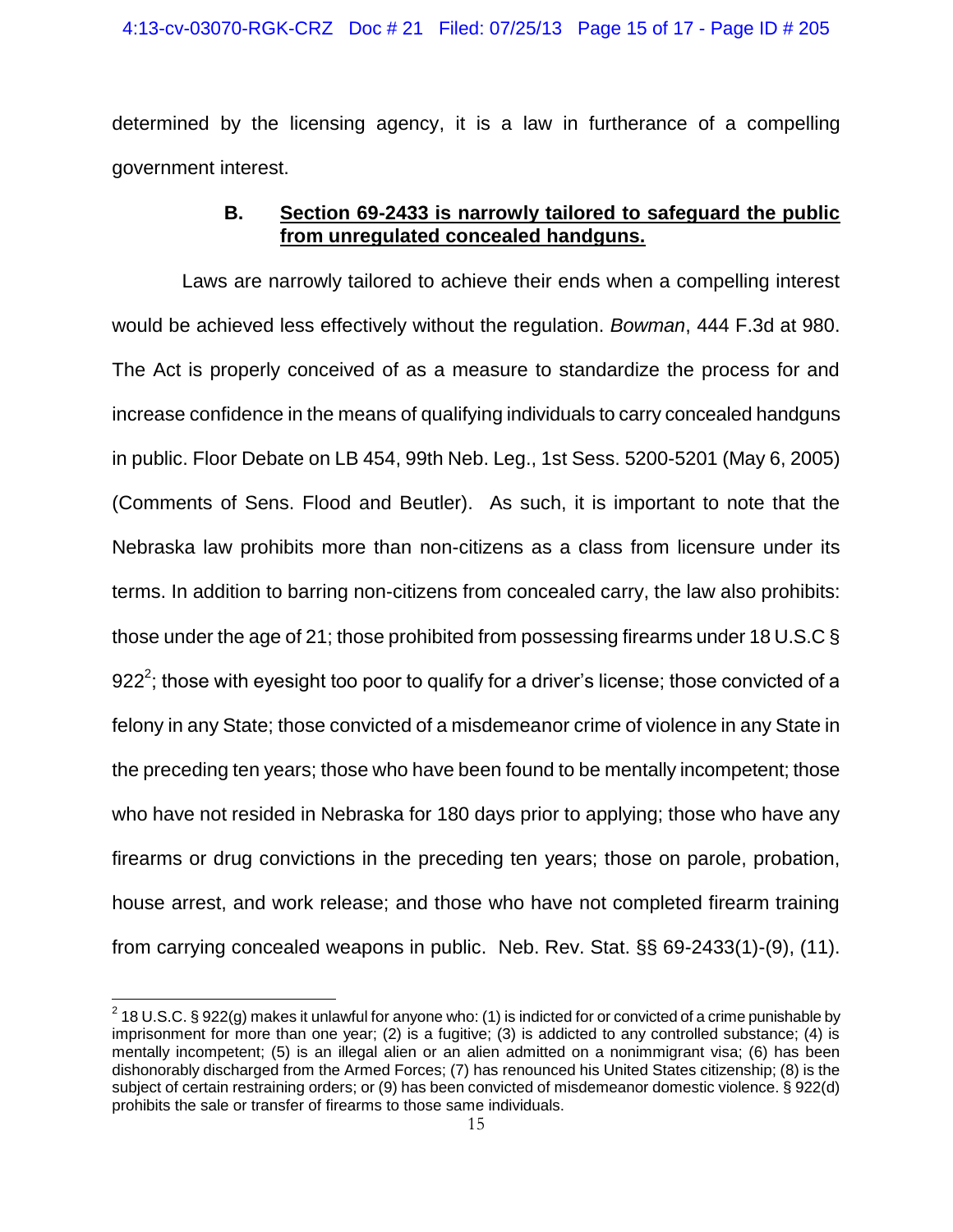determined by the licensing agency, it is a law in furtherance of a compelling government interest.

### B. <u>Section 69-2433 is narrowly tailored to safeguard the public from unregulated concealed handguns.</u>

Laws are narrowly tailored to achieve their ends when a compelling interest would be achieved less effectively without the regulation. *Bowman*, 444 F.3d at 980. The Act is properly conceived of as a measure to standardize the process for and increase confidence in the means of qualifying individuals to carry concealed handguns in public. Floor Debate on LB 454, 99th Neb. Leg., 1st Sess. 5200-5201 (May 6, 2005) (Comments of Sens. Flood and Beutler). As such, it is important to note that the Nebraska law prohibits more than non-citizens as a class from licensure under its terms. In addition to barring non-citizens from concealed carry, the law also prohibits: those under the age of 21; those prohibited from possessing firearms under 18 U.S.C § 922[2]; those with eyesight too poor to qualify for a driver's license; those convicted of a felony in any State; those convicted of a misdemeanor crime of violence in any State in the preceding ten years; those who have been found to be mentally incompetent; those who have not resided in Nebraska for 180 days prior to applying; those who have any firearms or drug convictions in the preceding ten years; those on parole, probation, house arrest, and work release; and those who have not completed firearm training from carrying concealed weapons in public. Neb. Rev. Stat. §§ 69-2433(1)-(9), (11).

---

[2] 18 U.S.C. § 922(g) makes it unlawful for anyone who: (1) is indicted for or convicted of a crime punishable by imprisonment for more than one year; (2) is a fugitive; (3) is addicted to any controlled substance; (4) is mentally incompetent; (5) is an illegal alien or an alien admitted on a nonimmigrant visa; (6) has been dishonorably discharged from the Armed Forces; (7) has renounced his United States citizenship; (8) is the subject of certain restraining orders; or (9) has been convicted of misdemeanor domestic violence. § 922(d) prohibits the sale or transfer of firearms to those same individuals.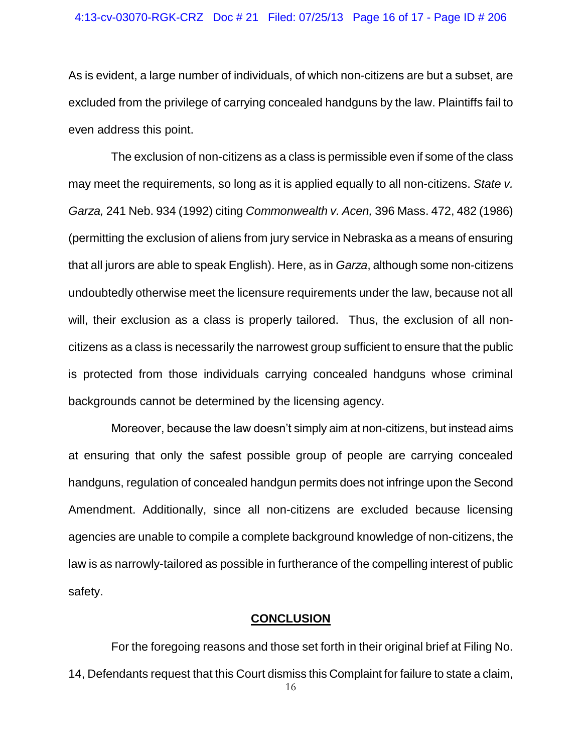As is evident, a large number of individuals, of which non-citizens are but a subset, are excluded from the privilege of carrying concealed handguns by the law. Plaintiffs fail to even address this point.

The exclusion of non-citizens as a class is permissible even if some of the class may meet the requirements, so long as it is applied equally to all non-citizens. *State v. Garza,* 241 Neb. 934 (1992) citing *Commonwealth v. Acen,* 396 Mass. 472, 482 (1986) (permitting the exclusion of aliens from jury service in Nebraska as a means of ensuring that all jurors are able to speak English). Here, as in *Garza*, although some non-citizens undoubtedly otherwise meet the licensure requirements under the law, because not all will, their exclusion as a class is properly tailored. Thus, the exclusion of all non-citizens as a class is necessarily the narrowest group sufficient to ensure that the public is protected from those individuals carrying concealed handguns whose criminal backgrounds cannot be determined by the licensing agency.

Moreover, because the law doesn't simply aim at non-citizens, but instead aims at ensuring that only the safest possible group of people are carrying concealed handguns, regulation of concealed handgun permits does not infringe upon the Second Amendment. Additionally, since all non-citizens are excluded because licensing agencies are unable to compile a complete background knowledge of non-citizens, the law is as narrowly-tailored as possible in furtherance of the compelling interest of public safety.

## **CONCLUSION**

For the foregoing reasons and those set forth in their original brief at Filing No. 14, Defendants request that this Court dismiss this Complaint for failure to state a claim,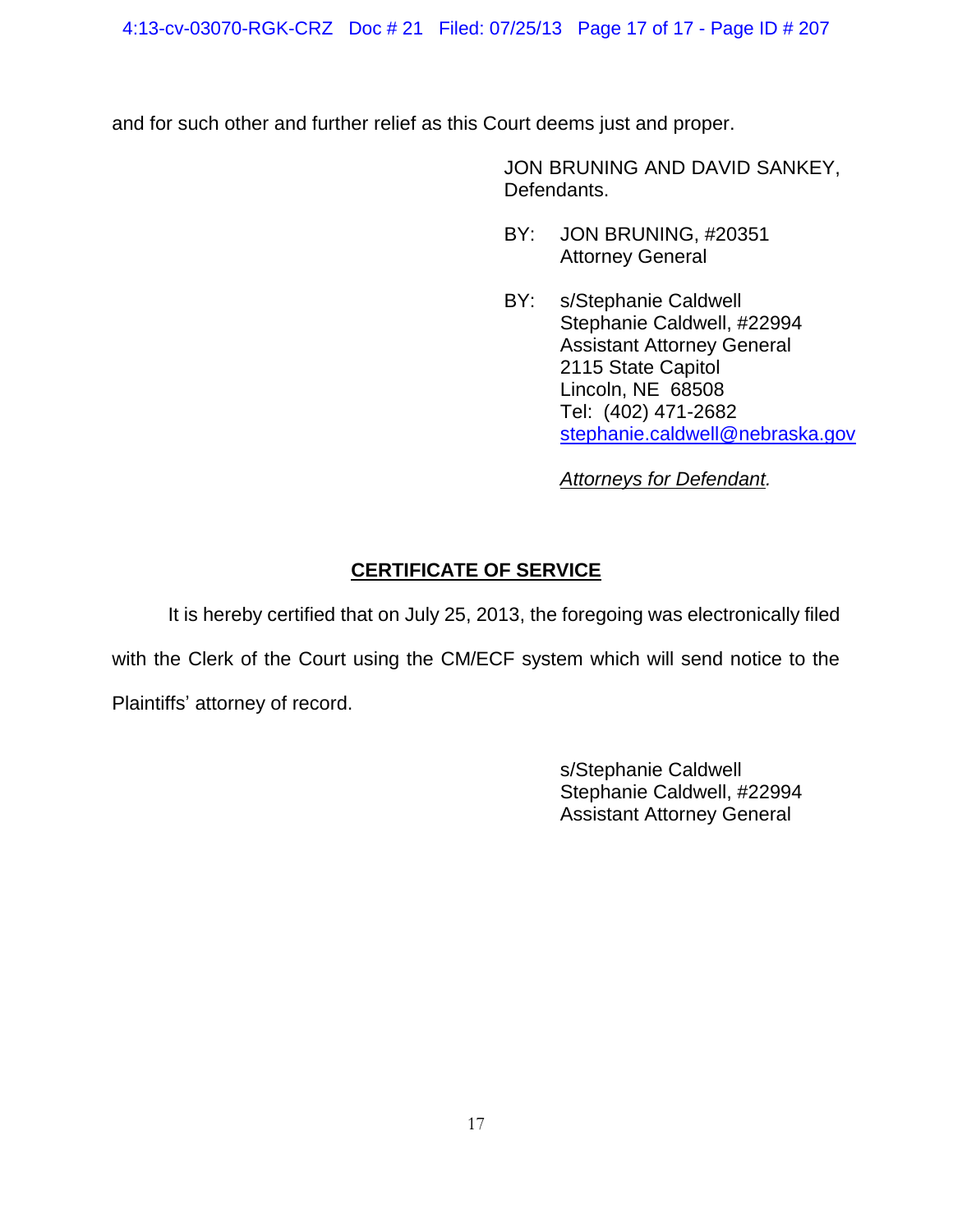and for such other and further relief as this Court deems just and proper.

JON BRUNING AND DAVID SANKEY,
Defendants.

BY: JON BRUNING, #20351
Attorney General

BY: s/Stephanie Caldwell
Stephanie Caldwell, #22994
Assistant Attorney General
2115 State Capitol
Lincoln, NE 68508
Tel: (402) 471-2682
stephanie.caldwell@nebraska.gov

*Attorneys for Defendant.*

## CERTIFICATE OF SERVICE

It is hereby certified that on July 25, 2013, the foregoing was electronically filed with the Clerk of the Court using the CM/ECF system which will send notice to the Plaintiffs' attorney of record.

s/Stephanie Caldwell
Stephanie Caldwell, #22994
Assistant Attorney General